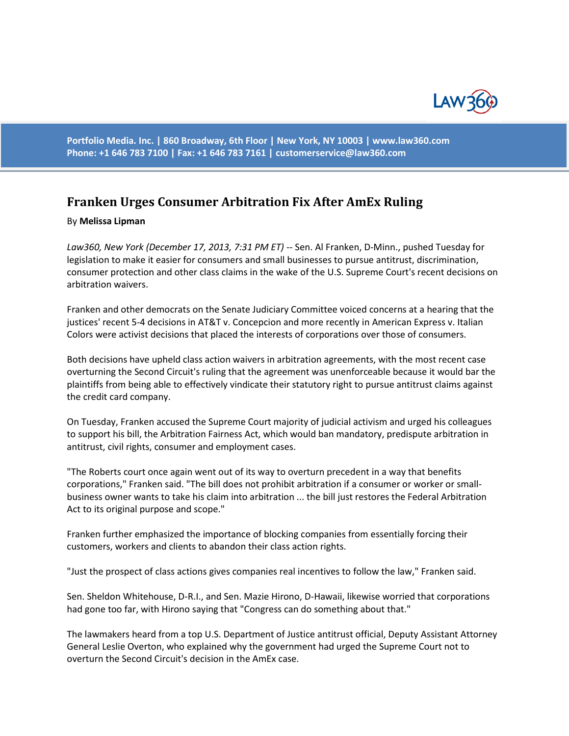Portfolio Media. Inc. | 860 Broadway, 6th Floor | New York, NY 10003 | www.law360.com
Phone: +1 646 783 7100 | Fax: +1 646 783 7161 | customerservice@law360.com

# Franken Urges Consumer Arbitration Fix After AmEx Ruling

By **Melissa Lipman**

*Law360, New York (December 17, 2013, 7:31 PM ET)* -- Sen. Al Franken, D-Minn., pushed Tuesday for legislation to make it easier for consumers and small businesses to pursue antitrust, discrimination, consumer protection and other class claims in the wake of the U.S. Supreme Court's recent decisions on arbitration waivers.

Franken and other democrats on the Senate Judiciary Committee voiced concerns at a hearing that the justices' recent 5-4 decisions in AT&T v. Concepcion and more recently in American Express v. Italian Colors were activist decisions that placed the interests of corporations over those of consumers.

Both decisions have upheld class action waivers in arbitration agreements, with the most recent case overturning the Second Circuit's ruling that the agreement was unenforceable because it would bar the plaintiffs from being able to effectively vindicate their statutory right to pursue antitrust claims against the credit card company.

On Tuesday, Franken accused the Supreme Court majority of judicial activism and urged his colleagues to support his bill, the Arbitration Fairness Act, which would ban mandatory, predispute arbitration in antitrust, civil rights, consumer and employment cases.

"The Roberts court once again went out of its way to overturn precedent in a way that benefits corporations," Franken said. "The bill does not prohibit arbitration if a consumer or worker or small-business owner wants to take his claim into arbitration ... the bill just restores the Federal Arbitration Act to its original purpose and scope."

Franken further emphasized the importance of blocking companies from essentially forcing their customers, workers and clients to abandon their class action rights.

"Just the prospect of class actions gives companies real incentives to follow the law," Franken said.

Sen. Sheldon Whitehouse, D-R.I., and Sen. Mazie Hirono, D-Hawaii, likewise worried that corporations had gone too far, with Hirono saying that "Congress can do something about that."

The lawmakers heard from a top U.S. Department of Justice antitrust official, Deputy Assistant Attorney General Leslie Overton, who explained why the government had urged the Supreme Court not to overturn the Second Circuit's decision in the AmEx case.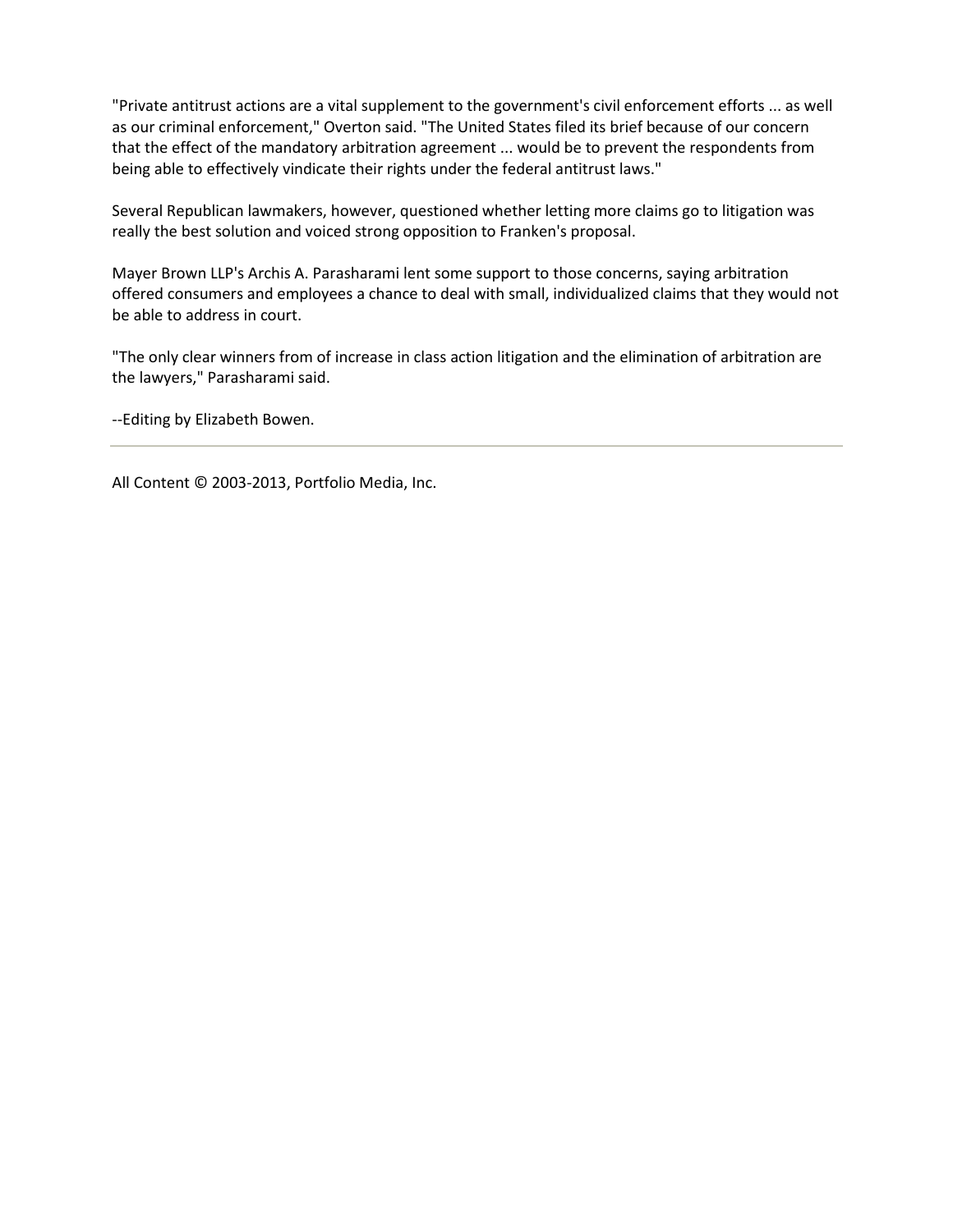"Private antitrust actions are a vital supplement to the government's civil enforcement efforts ... as well as our criminal enforcement," Overton said. "The United States filed its brief because of our concern that the effect of the mandatory arbitration agreement ... would be to prevent the respondents from being able to effectively vindicate their rights under the federal antitrust laws."

Several Republican lawmakers, however, questioned whether letting more claims go to litigation was really the best solution and voiced strong opposition to Franken's proposal.

Mayer Brown LLP's Archis A. Parasharami lent some support to those concerns, saying arbitration offered consumers and employees a chance to deal with small, individualized claims that they would not be able to address in court.

"The only clear winners from of increase in class action litigation and the elimination of arbitration are the lawyers," Parasharami said.

--Editing by Elizabeth Bowen.

---

All Content © 2003-2013, Portfolio Media, Inc.